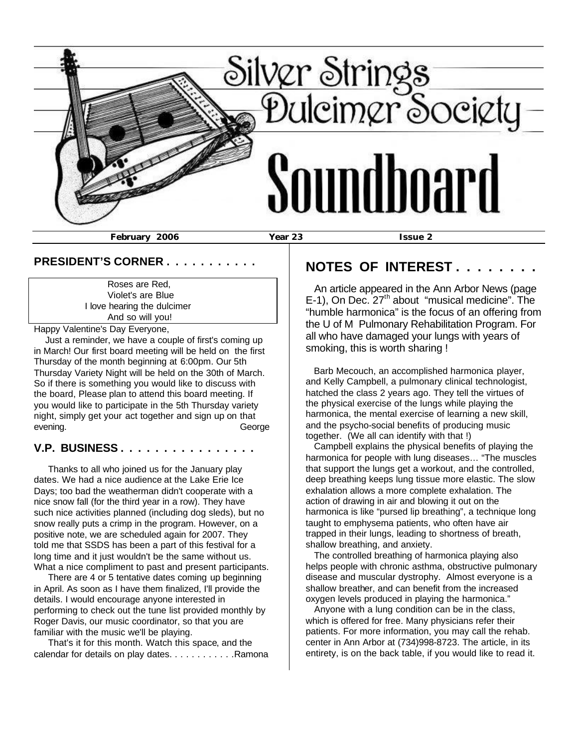# Silver Strings Dulcimer Society

# Soundboard

**February 2006** **Year 23** **Issue 2**

## PRESIDENT'S CORNER . . . . . . . . . . .

Roses are Red,
Violet's are Blue
I love hearing the dulcimer
And so will you!

Happy Valentine's Day Everyone,

Just a reminder, we have a couple of first's coming up in March! Our first board meeting will be held on the first Thursday of the month beginning at 6:00pm. Our 5th Thursday Variety Night will be held on the 30th of March. So if there is something you would like to discuss with the board, Please plan to attend this board meeting. If you would like to participate in the 5th Thursday variety night, simply get your act together and sign up on that evening. George

## V.P. BUSINESS . . . . . . . . . . . . . . .

Thanks to all who joined us for the January play dates. We had a nice audience at the Lake Erie Ice Days; too bad the weatherman didn't cooperate with a nice snow fall (for the third year in a row). They have such nice activities planned (including dog sleds), but no snow really puts a crimp in the program. However, on a positive note, we are scheduled again for 2007. They told me that SSDS has been a part of this festival for a long time and it just wouldn't be the same without us. What a nice compliment to past and present participants.

There are 4 or 5 tentative dates coming up beginning in April. As soon as I have them finalized, I'll provide the details. I would encourage anyone interested in performing to check out the tune list provided monthly by Roger Davis, our music coordinator, so that you are familiar with the music we'll be playing.

That's it for this month. Watch this space, and the calendar for details on play dates. . . . . . . . . . . .Ramona

## NOTES OF INTEREST . . . . . . . .

An article appeared in the Ann Arbor News (page E-1), On Dec. 27th about "musical medicine". The "humble harmonica" is the focus of an offering from the U of M Pulmonary Rehabilitation Program. For all who have damaged your lungs with years of smoking, this is worth sharing !

Barb Mecouch, an accomplished harmonica player, and Kelly Campbell, a pulmonary clinical technologist, hatched the class 2 years ago. They tell the virtues of the physical exercise of the lungs while playing the harmonica, the mental exercise of learning a new skill, and the psycho-social benefits of producing music together. (We all can identify with that !)

Campbell explains the physical benefits of playing the harmonica for people with lung diseases… "The muscles that support the lungs get a workout, and the controlled, deep breathing keeps lung tissue more elastic. The slow exhalation allows a more complete exhalation. The action of drawing in air and blowing it out on the harmonica is like "pursed lip breathing", a technique long taught to emphysema patients, who often have air trapped in their lungs, leading to shortness of breath, shallow breathing, and anxiety.

The controlled breathing of harmonica playing also helps people with chronic asthma, obstructive pulmonary disease and muscular dystrophy. Almost everyone is a shallow breather, and can benefit from the increased oxygen levels produced in playing the harmonica."

Anyone with a lung condition can be in the class, which is offered for free. Many physicians refer their patients. For more information, you may call the rehab. center in Ann Arbor at (734)998-8723. The article, in its entirety, is on the back table, if you would like to read it.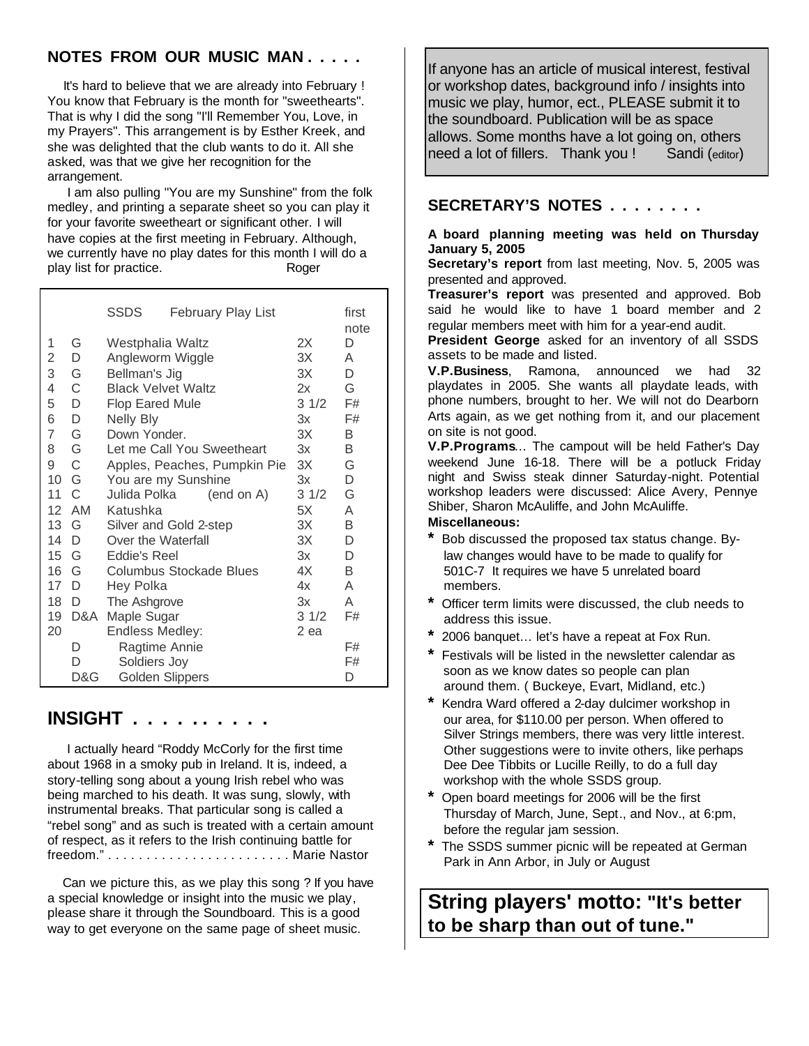## NOTES FROM OUR MUSIC MAN . . . . .

It's hard to believe that we are already into February ! You know that February is the month for "sweethearts". That is why I did the song "I'll Remember You, Love, in my Prayers". This arrangement is by Esther Kreek, and she was delighted that the club wants to do it. All she asked, was that we give her recognition for the arrangement.

I am also pulling "You are my Sunshine" from the folk medley, and printing a separate sheet so you can play it for your favorite sweetheart or significant other. I will have copies at the first meeting in February. Although, we currently have no play dates for this month I will do a play list for practice. Roger

| | | SSDS February Play List | | first note |
|---|---|---|---|---|
| 1 | G | Westphalia Waltz | 2X | D |
| 2 | D | Angleworm Wiggle | 3X | A |
| 3 | G | Bellman's Jig | 3X | D |
| 4 | C | Black Velvet Waltz | 2x | G |
| 5 | D | Flop Eared Mule | 3 1/2 | F# |
| 6 | D | Nelly Bly | 3x | F# |
| 7 | G | Down Yonder. | 3X | B |
| 8 | G | Let me Call You Sweetheart | 3x | B |
| 9 | C | Apples, Peaches, Pumpkin Pie | 3X | G |
| 10 | G | You are my Sunshine | 3x | D |
| 11 | C | Julida Polka (end on A) | 3 1/2 | G |
| 12 | AM | Katushka | 5X | A |
| 13 | G | Silver and Gold 2-step | 3X | B |
| 14 | D | Over the Waterfall | 3X | D |
| 15 | G | Eddie's Reel | 3x | D |
| 16 | G | Columbus Stockade Blues | 4X | B |
| 17 | D | Hey Polka | 4x | A |
| 18 | D | The Ashgrove | 3x | A |
| 19 | D&A | Maple Sugar | 3 1/2 | F# |
| 20 | | Endless Medley: | 2 ea | |
| | D | Ragtime Annie | | F# |
| | D | Soldiers Joy | | F# |
| | D&G | Golden Slippers | | D |

## INSIGHT . . . . . . . . . .

I actually heard "Roddy McCorly for the first time about 1968 in a smoky pub in Ireland. It is, indeed, a story-telling song about a young Irish rebel who was being marched to his death. It was sung, slowly, with instrumental breaks. That particular song is called a "rebel song" and as such is treated with a certain amount of respect, as it refers to the Irish continuing battle for freedom." . . . . . . . . . . . . . . . . . . . . . . . . Marie Nastor

Can we picture this, as we play this song ? If you have a special knowledge or insight into the music we play, please share it through the Soundboard. This is a good way to get everyone on the same page of sheet music.

If anyone has an article of musical interest, festival or workshop dates, background info / insights into music we play, humor, ect., PLEASE submit it to the soundboard. Publication will be as space allows. Some months have a lot going on, others need a lot of fillers. Thank you ! Sandi (editor)

## SECRETARY'S NOTES . . . . . . . .

**A board planning meeting was held on Thursday January 5, 2005**

**Secretary's report** from last meeting, Nov. 5, 2005 was presented and approved.

**Treasurer's report** was presented and approved. Bob said he would like to have 1 board member and 2 regular members meet with him for a year-end audit.

**President George** asked for an inventory of all SSDS assets to be made and listed.

**V.P.Business**, Ramona, announced we had 32 playdates in 2005. She wants all playdate leads, with phone numbers, brought to her. We will not do Dearborn Arts again, as we get nothing from it, and our placement on site is not good.

**V.P.Programs**… The campout will be held Father's Day weekend June 16-18. There will be a potluck Friday night and Swiss steak dinner Saturday-night. Potential workshop leaders were discussed: Alice Avery, Pennye Shiber, Sharon McAuliffe, and John McAuliffe.

**Miscellaneous:**

* Bob discussed the proposed tax status change. By-law changes would have to be made to qualify for 501C-7 It requires we have 5 unrelated board members.
* Officer term limits were discussed, the club needs to address this issue.
* 2006 banquet… let's have a repeat at Fox Run.
* Festivals will be listed in the newsletter calendar as soon as we know dates so people can plan around them. ( Buckeye, Evart, Midland, etc.)
* Kendra Ward offered a 2-day dulcimer workshop in our area, for $110.00 per person. When offered to Silver Strings members, there was very little interest. Other suggestions were to invite others, like perhaps Dee Dee Tibbits or Lucille Reilly, to do a full day workshop with the whole SSDS group.
* Open board meetings for 2006 will be the first Thursday of March, June, Sept., and Nov., at 6:pm, before the regular jam session.
* The SSDS summer picnic will be repeated at German Park in Ann Arbor, in July or August

## String players' motto: "It's better to be sharp than out of tune."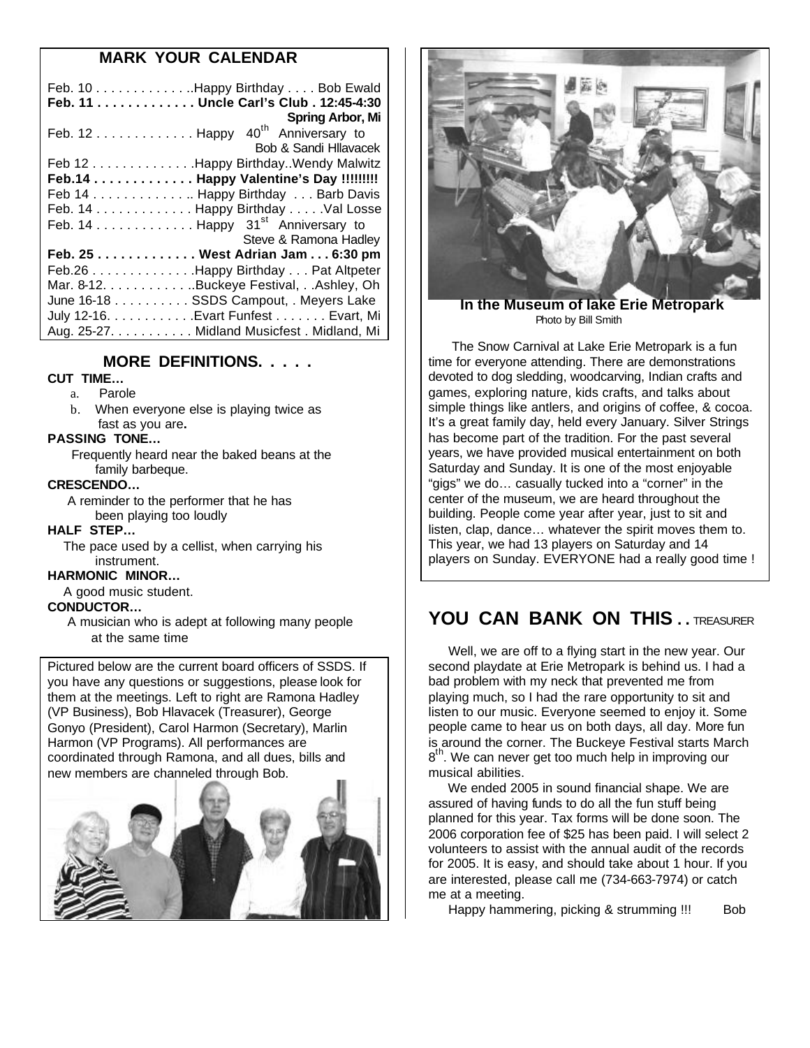## MARK YOUR CALENDAR

Feb. 10 . . . . . . . . . . . . ..Happy Birthday . . . . Bob Ewald
**Feb. 11 . . . . . . . . . . . . . Uncle Carl's Club . 12:45-4:30 Spring Arbor, Mi**
Feb. 12 . . . . . . . . . . . . . Happy 40th Anniversary to Bob & Sandi Hllavacek
Feb 12 . . . . . . . . . . . . . .Happy Birthday..Wendy Malwitz
**Feb.14 . . . . . . . . . . . . . Happy Valentine's Day !!!!!!!!!**
Feb 14 . . . . . . . . . . . . .. Happy Birthday . . . Barb Davis
Feb. 14 . . . . . . . . . . . . . Happy Birthday . . . . .Val Losse
Feb. 14 . . . . . . . . . . . . . Happy 31st Anniversary to Steve & Ramona Hadley
**Feb. 25 . . . . . . . . . . . . . West Adrian Jam . . . 6:30 pm**
Feb.26 . . . . . . . . . . . . . .Happy Birthday . . . Pat Altpeter
Mar. 8-12. . . . . . . . . . . ..Buckeye Festival, . .Ashley, Oh
June 16-18 . . . . . . . . . . SSDS Campout, . Meyers Lake
July 12-16. . . . . . . . . . . .Evart Funfest . . . . . . . Evart, Mi
Aug. 25-27. . . . . . . . . . . Midland Musicfest . Midland, Mi

## MORE DEFINITIONS. . . . .

**CUT TIME…**

a. Parole
b. When everyone else is playing twice as fast as you are.

**PASSING TONE…**

Frequently heard near the baked beans at the family barbeque.

**CRESCENDO…**

A reminder to the performer that he has been playing too loudly

**HALF STEP…**

The pace used by a cellist, when carrying his instrument.

**HARMONIC MINOR…**

A good music student.

**CONDUCTOR…**

A musician who is adept at following many people at the same time

Pictured below are the current board officers of SSDS. If you have any questions or suggestions, please look for them at the meetings. Left to right are Ramona Hadley (VP Business), Bob Hlavacek (Treasurer), George Gonyo (President), Carol Harmon (Secretary), Marlin Harmon (VP Programs). All performances are coordinated through Ramona, and all dues, bills and new members are channeled through Bob.

**In the Museum of lake Erie Metropark**
Photo by Bill Smith

The Snow Carnival at Lake Erie Metropark is a fun time for everyone attending. There are demonstrations devoted to dog sledding, woodcarving, Indian crafts and games, exploring nature, kids crafts, and talks about simple things like antlers, and origins of coffee, & cocoa. It's a great family day, held every January. Silver Strings has become part of the tradition. For the past several years, we have provided musical entertainment on both Saturday and Sunday. It is one of the most enjoyable "gigs" we do… casually tucked into a "corner" in the center of the museum, we are heard throughout the building. People come year after year, just to sit and listen, clap, dance… whatever the spirit moves them to. This year, we had 13 players on Saturday and 14 players on Sunday. EVERYONE had a really good time !

## YOU CAN BANK ON THIS . . TREASURER

Well, we are off to a flying start in the new year. Our second playdate at Erie Metropark is behind us. I had a bad problem with my neck that prevented me from playing much, so I had the rare opportunity to sit and listen to our music. Everyone seemed to enjoy it. Some people came to hear us on both days, all day. More fun is around the corner. The Buckeye Festival starts March 8th. We can never get too much help in improving our musical abilities.

We ended 2005 in sound financial shape. We are assured of having funds to do all the fun stuff being planned for this year. Tax forms will be done soon. The 2006 corporation fee of $25 has been paid. I will select 2 volunteers to assist with the annual audit of the records for 2005. It is easy, and should take about 1 hour. If you are interested, please call me (734-663-7974) or catch me at a meeting.

Happy hammering, picking & strumming !!! Bob